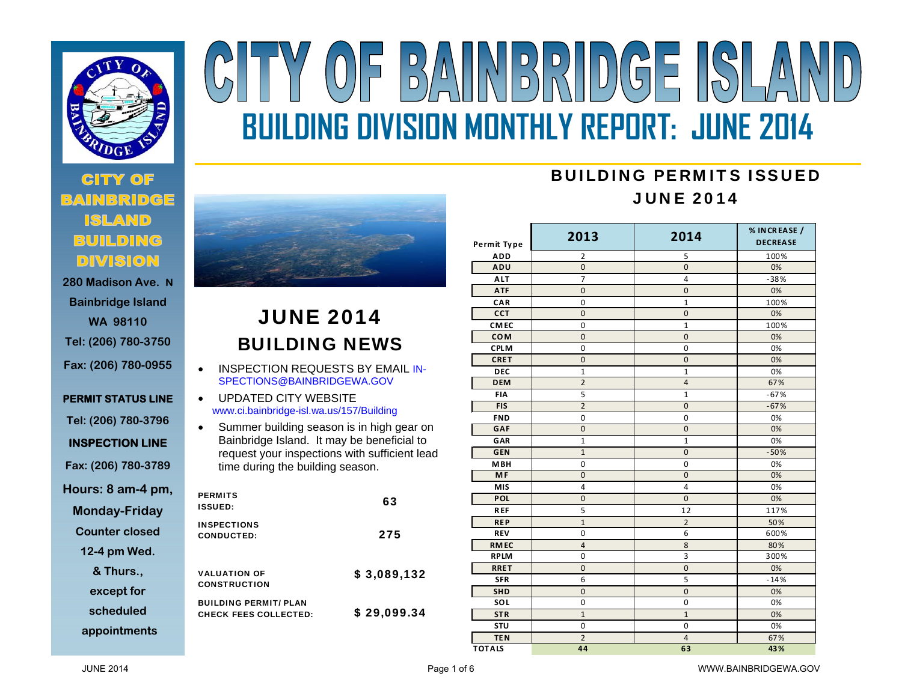# CITY OF BAINBRIDGE ISLAND

## BUILDING DIVISION MONTHLY REPORT: JUNE 2014

**CITY OF BAINBRIDGE ISLAND BUILDING DIVISION**

280 Madison Ave. N
Bainbridge Island
WA 98110
Tel: (206) 780-3750
Fax: (206) 780-0955

**PERMIT STATUS LINE**
Tel: (206) 780-3796

**INSPECTION LINE**
Fax: (206) 780-3789

Hours: 8 am-4 pm, Monday-Friday
Counter closed 12-4 pm Wed. & Thurs., except for scheduled appointments

## JUNE 2014 BUILDING NEWS

- INSPECTION REQUESTS BY EMAIL IN-SPECTIONS@BAINBRIDGEWA.GOV
- UPDATED CITY WEBSITE www.ci.bainbridge-isl.wa.us/157/Building
- Summer building season is in high gear on Bainbridge Island. It may be beneficial to request your inspections with sufficient lead time during the building season.

| | |
|---|---|
| **PERMITS ISSUED:** | **63** |
| **INSPECTIONS CONDUCTED:** | **275** |
| **VALUATION OF CONSTRUCTION** | **$ 3,089,132** |
| **BUILDING PERMIT/ PLAN CHECK FEES COLLECTED:** | **$ 29,099.34** |

## BUILDING PERMITS ISSUED JUNE 2014

| Permit Type | 2013 | 2014 | % INCREASE / DECREASE |
|---|---|---|---|
| ADD | 2 | 5 | 100% |
| ADU | 0 | 0 | 0% |
| ALT | 7 | 4 | -38% |
| ATF | 0 | 0 | 0% |
| CAR | 0 | 1 | 100% |
| CCT | 0 | 0 | 0% |
| CMEC | 0 | 1 | 100% |
| COM | 0 | 0 | 0% |
| CPLM | 0 | 0 | 0% |
| CRET | 0 | 0 | 0% |
| DEC | 1 | 1 | 0% |
| DEM | 2 | 4 | 67% |
| FIA | 5 | 1 | -67% |
| FIS | 2 | 0 | -67% |
| FND | 0 | 0 | 0% |
| GAF | 0 | 0 | 0% |
| GAR | 1 | 1 | 0% |
| GEN | 1 | 0 | -50% |
| MBH | 0 | 0 | 0% |
| MF | 0 | 0 | 0% |
| MIS | 4 | 4 | 0% |
| POL | 0 | 0 | 0% |
| REF | 5 | 12 | 117% |
| REP | 1 | 2 | 50% |
| REV | 0 | 6 | 600% |
| RMEC | 4 | 8 | 80% |
| RPLM | 0 | 3 | 300% |
| RRET | 0 | 0 | 0% |
| SFR | 6 | 5 | -14% |
| SHD | 0 | 0 | 0% |
| SOL | 0 | 0 | 0% |
| STR | 1 | 1 | 0% |
| STU | 0 | 0 | 0% |
| TEN | 2 | 4 | 67% |
| TOTALS | 44 | 63 | 43% |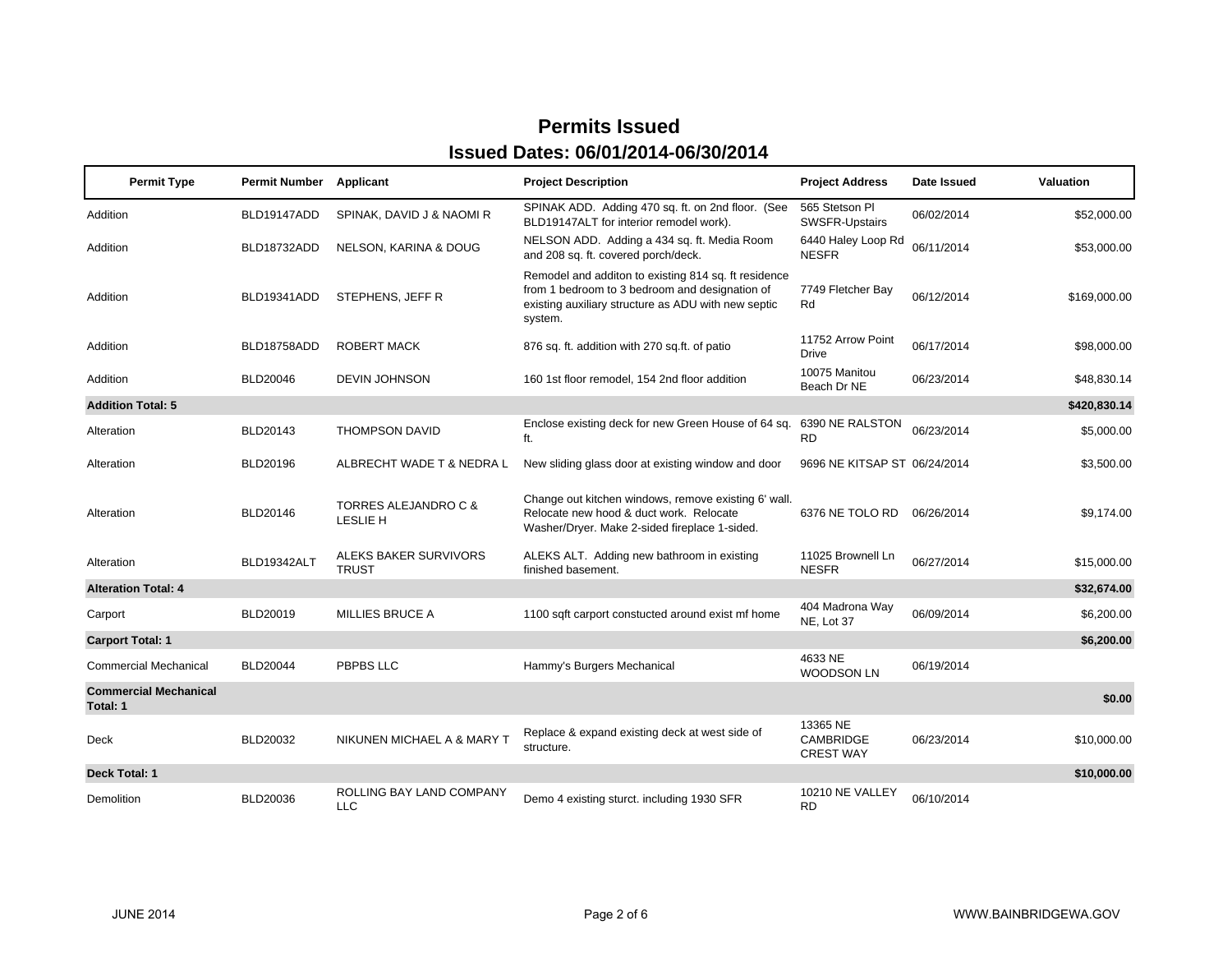# Permits Issued

## Issued Dates: 06/01/2014-06/30/2014

| Permit Type | Permit Number | Applicant | Project Description | Project Address | Date Issued | Valuation |
|---|---|---|---|---|---|---|
| Addition | BLD19147ADD | SPINAK, DAVID J & NAOMI R | SPINAK ADD. Adding 470 sq. ft. on 2nd floor. (See BLD19147ALT for interior remodel work). | 565 Stetson Pl SWSFR-Upstairs | 06/02/2014 | $52,000.00 |
| Addition | BLD18732ADD | NELSON, KARINA & DOUG | NELSON ADD. Adding a 434 sq. ft. Media Room and 208 sq. ft. covered porch/deck. | 6440 Haley Loop Rd NESFR | 06/11/2014 | $53,000.00 |
| Addition | BLD19341ADD | STEPHENS, JEFF R | Remodel and additon to existing 814 sq. ft residence from 1 bedroom to 3 bedroom and designation of existing auxiliary structure as ADU with new septic system. | 7749 Fletcher Bay Rd | 06/12/2014 | $169,000.00 |
| Addition | BLD18758ADD | ROBERT MACK | 876 sq. ft. addition with 270 sq.ft. of patio | 11752 Arrow Point Drive | 06/17/2014 | $98,000.00 |
| Addition | BLD20046 | DEVIN JOHNSON | 160 1st floor remodel, 154 2nd floor addition | 10075 Manitou Beach Dr NE | 06/23/2014 | $48,830.14 |
| **Addition Total: 5** | | | | | | **$420,830.14** |
| Alteration | BLD20143 | THOMPSON DAVID | Enclose existing deck for new Green House of 64 sq. ft. | 6390 NE RALSTON RD | 06/23/2014 | $5,000.00 |
| Alteration | BLD20196 | ALBRECHT WADE T & NEDRA L | New sliding glass door at existing window and door | 9696 NE KITSAP ST | 06/24/2014 | $3,500.00 |
| Alteration | BLD20146 | TORRES ALEJANDRO C & LESLIE H | Change out kitchen windows, remove existing 6' wall. Relocate new hood & duct work. Relocate Washer/Dryer. Make 2-sided fireplace 1-sided. | 6376 NE TOLO RD | 06/26/2014 | $9,174.00 |
| Alteration | BLD19342ALT | ALEKS BAKER SURVIVORS TRUST | ALEKS ALT. Adding new bathroom in existing finished basement. | 11025 Brownell Ln NESFR | 06/27/2014 | $15,000.00 |
| **Alteration Total: 4** | | | | | | **$32,674.00** |
| Carport | BLD20019 | MILLIES BRUCE A | 1100 sqft carport constucted around exist mf home | 404 Madrona Way NE, Lot 37 | 06/09/2014 | $6,200.00 |
| **Carport Total: 1** | | | | | | **$6,200.00** |
| Commercial Mechanical | BLD20044 | PBPBS LLC | Hammy's Burgers Mechanical | 4633 NE WOODSON LN | 06/19/2014 | |
| **Commercial Mechanical Total: 1** | | | | | | **$0.00** |
| Deck | BLD20032 | NIKUNEN MICHAEL A & MARY T | Replace & expand existing deck at west side of structure. | 13365 NE CAMBRIDGE CREST WAY | 06/23/2014 | $10,000.00 |
| **Deck Total: 1** | | | | | | **$10,000.00** |
| Demolition | BLD20036 | ROLLING BAY LAND COMPANY LLC | Demo 4 existing sturct. including 1930 SFR | 10210 NE VALLEY RD | 06/10/2014 | |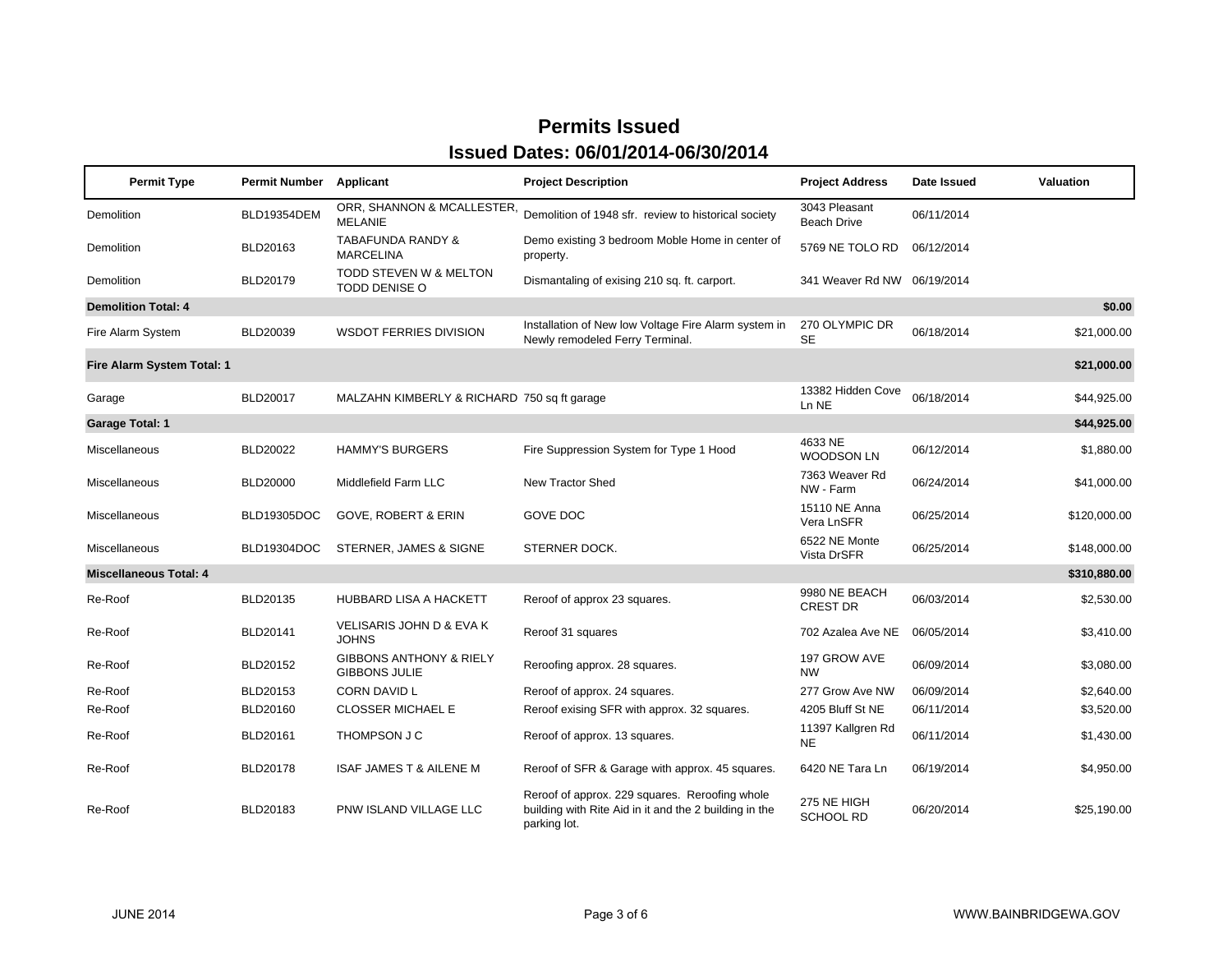# Permits Issued

## Issued Dates: 06/01/2014-06/30/2014

| Permit Type | Permit Number | Applicant | Project Description | Project Address | Date Issued | Valuation |
|---|---|---|---|---|---|---|
| Demolition | BLD19354DEM | ORR, SHANNON & MCALLESTER, MELANIE | Demolition of 1948 sfr. review to historical society | 3043 Pleasant Beach Drive | 06/11/2014 | |
| Demolition | BLD20163 | TABAFUNDA RANDY & MARCELINA | Demo existing 3 bedroom Moble Home in center of property. | 5769 NE TOLO RD | 06/12/2014 | |
| Demolition | BLD20179 | TODD STEVEN W & MELTON TODD DENISE O | Dismantaling of exising 210 sq. ft. carport. | 341 Weaver Rd NW | 06/19/2014 | |
| **Demolition Total: 4** | | | | | | **$0.00** |
| Fire Alarm System | BLD20039 | WSDOT FERRIES DIVISION | Installation of New low Voltage Fire Alarm system in Newly remodeled Ferry Terminal. | 270 OLYMPIC DR SE | 06/18/2014 | $21,000.00 |
| **Fire Alarm System Total: 1** | | | | | | **$21,000.00** |
| Garage | BLD20017 | MALZAHN KIMBERLY & RICHARD | 750 sq ft garage | 13382 Hidden Cove Ln NE | 06/18/2014 | $44,925.00 |
| **Garage Total: 1** | | | | | | **$44,925.00** |
| Miscellaneous | BLD20022 | HAMMY'S BURGERS | Fire Suppression System for Type 1 Hood | 4633 NE WOODSON LN | 06/12/2014 | $1,880.00 |
| Miscellaneous | BLD20000 | Middlefield Farm LLC | New Tractor Shed | 7363 Weaver Rd NW - Farm | 06/24/2014 | $41,000.00 |
| Miscellaneous | BLD19305DOC | GOVE, ROBERT & ERIN | GOVE DOC | 15110 NE Anna Vera LnSFR | 06/25/2014 | $120,000.00 |
| Miscellaneous | BLD19304DOC | STERNER, JAMES & SIGNE | STERNER DOCK. | 6522 NE Monte Vista DrSFR | 06/25/2014 | $148,000.00 |
| **Miscellaneous Total: 4** | | | | | | **$310,880.00** |
| Re-Roof | BLD20135 | HUBBARD LISA A HACKETT | Reroof of approx 23 squares. | 9980 NE BEACH CREST DR | 06/03/2014 | $2,530.00 |
| Re-Roof | BLD20141 | VELISARIS JOHN D & EVA K JOHNS | Reroof 31 squares | 702 Azalea Ave NE | 06/05/2014 | $3,410.00 |
| Re-Roof | BLD20152 | GIBBONS ANTHONY & RIELY GIBBONS JULIE | Reroofing approx. 28 squares. | 197 GROW AVE NW | 06/09/2014 | $3,080.00 |
| Re-Roof | BLD20153 | CORN DAVID L | Reroof of approx. 24 squares. | 277 Grow Ave NW | 06/09/2014 | $2,640.00 |
| Re-Roof | BLD20160 | CLOSSER MICHAEL E | Reroof exising SFR with approx. 32 squares. | 4205 Bluff St NE | 06/11/2014 | $3,520.00 |
| Re-Roof | BLD20161 | THOMPSON J C | Reroof of approx. 13 squares. | 11397 Kallgren Rd NE | 06/11/2014 | $1,430.00 |
| Re-Roof | BLD20178 | ISAF JAMES T & AILENE M | Reroof of SFR & Garage with approx. 45 squares. | 6420 NE Tara Ln | 06/19/2014 | $4,950.00 |
| Re-Roof | BLD20183 | PNW ISLAND VILLAGE LLC | Reroof of approx. 229 squares. Reroofing whole building with Rite Aid in it and the 2 building in the parking lot. | 275 NE HIGH SCHOOL RD | 06/20/2014 | $25,190.00 |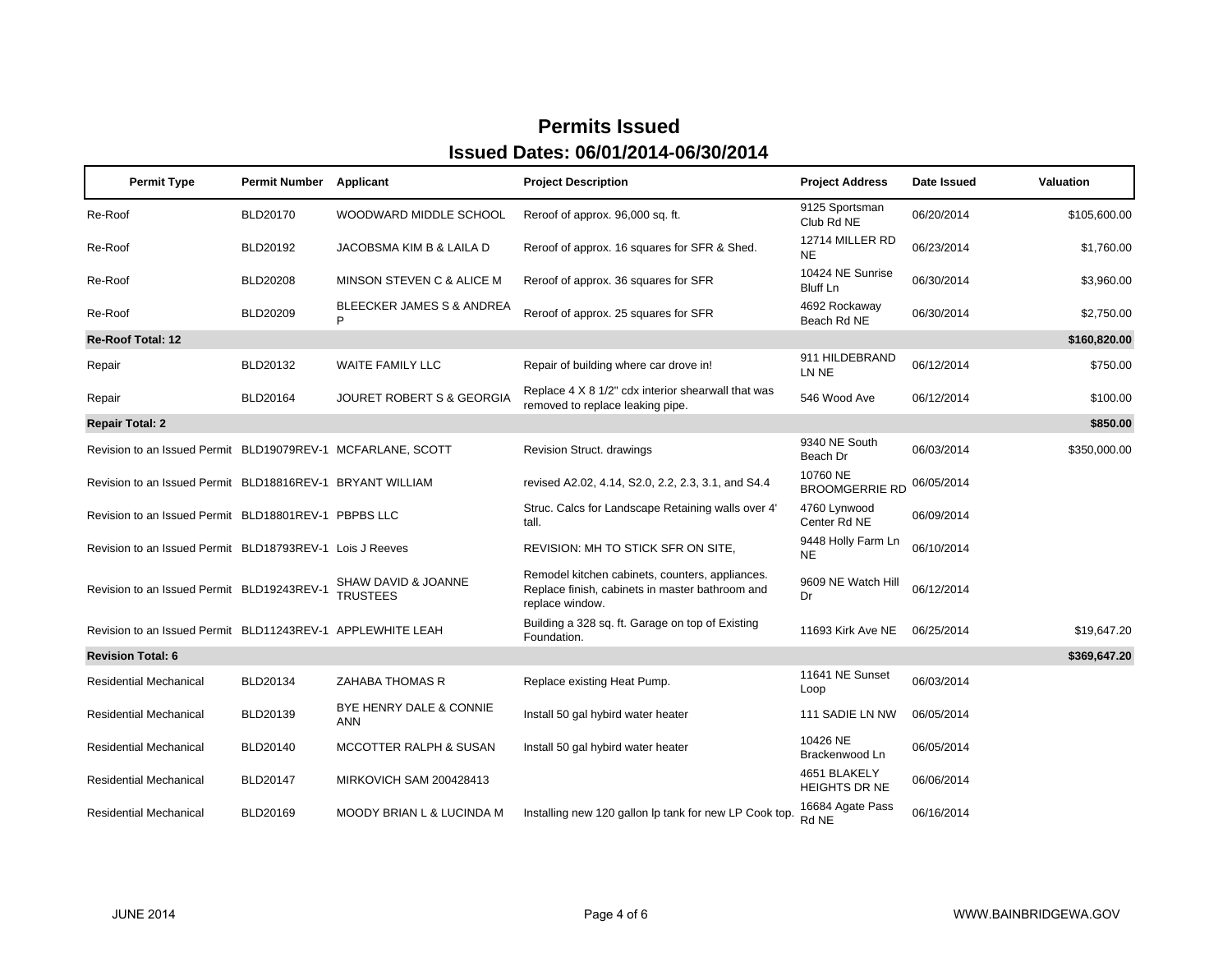# Permits Issued

## Issued Dates: 06/01/2014-06/30/2014

| Permit Type | Permit Number | Applicant | Project Description | Project Address | Date Issued | Valuation |
|---|---|---|---|---|---|---|
| Re-Roof | BLD20170 | WOODWARD MIDDLE SCHOOL | Reroof of approx. 96,000 sq. ft. | 9125 Sportsman Club Rd NE | 06/20/2014 | $105,600.00 |
| Re-Roof | BLD20192 | JACOBSMA KIM B & LAILA D | Reroof of approx. 16 squares for SFR & Shed. | 12714 MILLER RD NE | 06/23/2014 | $1,760.00 |
| Re-Roof | BLD20208 | MINSON STEVEN C & ALICE M | Reroof of approx. 36 squares for SFR | 10424 NE Sunrise Bluff Ln | 06/30/2014 | $3,960.00 |
| Re-Roof | BLD20209 | BLEECKER JAMES S & ANDREA P | Reroof of approx. 25 squares for SFR | 4692 Rockaway Beach Rd NE | 06/30/2014 | $2,750.00 |
| **Re-Roof Total: 12** | | | | | | **$160,820.00** |
| Repair | BLD20132 | WAITE FAMILY LLC | Repair of building where car drove in! | 911 HILDEBRAND LN NE | 06/12/2014 | $750.00 |
| Repair | BLD20164 | JOURET ROBERT S & GEORGIA | Replace 4 X 8 1/2" cdx interior shearwall that was removed to replace leaking pipe. | 546 Wood Ave | 06/12/2014 | $100.00 |
| **Repair Total: 2** | | | | | | **$850.00** |
| Revision to an Issued Permit | BLD19079REV-1 | MCFARLANE, SCOTT | Revision Struct. drawings | 9340 NE South Beach Dr | 06/03/2014 | $350,000.00 |
| Revision to an Issued Permit | BLD18816REV-1 | BRYANT WILLIAM | revised A2.02, 4.14, S2.0, 2.2, 2.3, 3.1, and S4.4 | 10760 NE BROOMGERRIE RD | 06/05/2014 | |
| Revision to an Issued Permit | BLD18801REV-1 | PBPBS LLC | Struc. Calcs for Landscape Retaining walls over 4' tall. | 4760 Lynwood Center Rd NE | 06/09/2014 | |
| Revision to an Issued Permit | BLD18793REV-1 | Lois J Reeves | REVISION: MH TO STICK SFR ON SITE, | 9448 Holly Farm Ln NE | 06/10/2014 | |
| Revision to an Issued Permit | BLD19243REV-1 | SHAW DAVID & JOANNE TRUSTEES | Remodel kitchen cabinets, counters, appliances. Replace finish, cabinets in master bathroom and replace window. | 9609 NE Watch Hill Dr | 06/12/2014 | |
| Revision to an Issued Permit | BLD11243REV-1 | APPLEWHITE LEAH | Building a 328 sq. ft. Garage on top of Existing Foundation. | 11693 Kirk Ave NE | 06/25/2014 | $19,647.20 |
| **Revision Total: 6** | | | | | | **$369,647.20** |
| Residential Mechanical | BLD20134 | ZAHABA THOMAS R | Replace existing Heat Pump. | 11641 NE Sunset Loop | 06/03/2014 | |
| Residential Mechanical | BLD20139 | BYE HENRY DALE & CONNIE ANN | Install 50 gal hybird water heater | 111 SADIE LN NW | 06/05/2014 | |
| Residential Mechanical | BLD20140 | MCCOTTER RALPH & SUSAN | Install 50 gal hybird water heater | 10426 NE Brackenwood Ln | 06/05/2014 | |
| Residential Mechanical | BLD20147 | MIRKOVICH SAM 200428413 | | 4651 BLAKELY HEIGHTS DR NE | 06/06/2014 | |
| Residential Mechanical | BLD20169 | MOODY BRIAN L & LUCINDA M | Installing new 120 gallon lp tank for new LP Cook top. | 16684 Agate Pass Rd NE | 06/16/2014 | |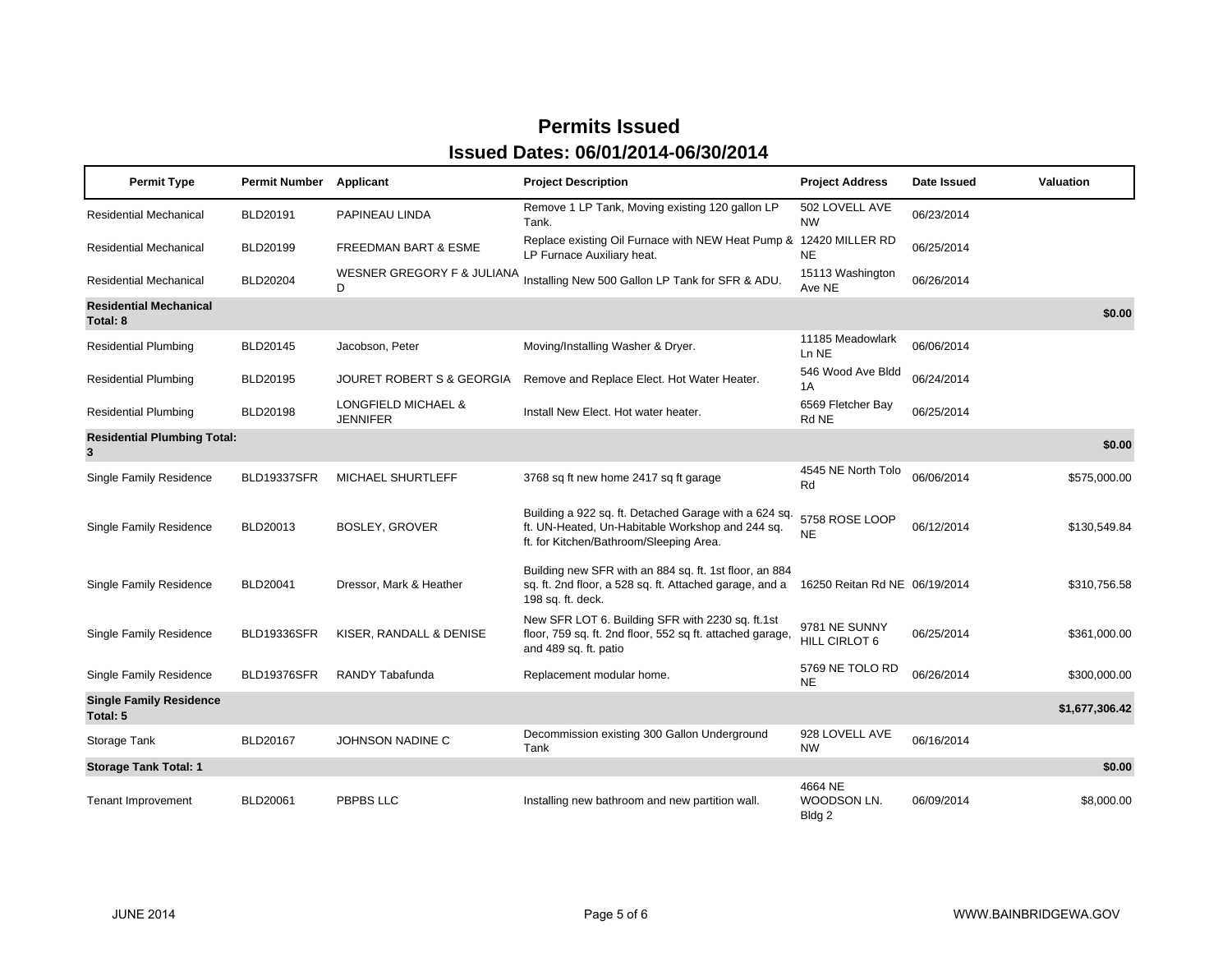# Permits Issued

## Issued Dates: 06/01/2014-06/30/2014

| Permit Type | Permit Number | Applicant | Project Description | Project Address | Date Issued | Valuation |
|---|---|---|---|---|---|---|
| Residential Mechanical | BLD20191 | PAPINEAU LINDA | Remove 1 LP Tank, Moving existing 120 gallon LP Tank. | 502 LOVELL AVE NW | 06/23/2014 | |
| Residential Mechanical | BLD20199 | FREEDMAN BART & ESME | Replace existing Oil Furnace with NEW Heat Pump & LP Furnace Auxiliary heat. | 12420 MILLER RD NE | 06/25/2014 | |
| Residential Mechanical | BLD20204 | WESNER GREGORY F & JULIANA D | Installing New 500 Gallon LP Tank for SFR & ADU. | 15113 Washington Ave NE | 06/26/2014 | |
| **Residential Mechanical Total: 8** | | | | | | **$0.00** |
| Residential Plumbing | BLD20145 | Jacobson, Peter | Moving/Installing Washer & Dryer. | 11185 Meadowlark Ln NE | 06/06/2014 | |
| Residential Plumbing | BLD20195 | JOURET ROBERT S & GEORGIA | Remove and Replace Elect. Hot Water Heater. | 546 Wood Ave Bldd 1A | 06/24/2014 | |
| Residential Plumbing | BLD20198 | LONGFIELD MICHAEL & JENNIFER | Install New Elect. Hot water heater. | 6569 Fletcher Bay Rd NE | 06/25/2014 | |
| **Residential Plumbing Total: 3** | | | | | | **$0.00** |
| Single Family Residence | BLD19337SFR | MICHAEL SHURTLEFF | 3768 sq ft new home 2417 sq ft garage | 4545 NE North Tolo Rd | 06/06/2014 | $575,000.00 |
| Single Family Residence | BLD20013 | BOSLEY, GROVER | Building a 922 sq. ft. Detached Garage with a 624 sq. ft. UN-Heated, Un-Habitable Workshop and 244 sq. ft. for Kitchen/Bathroom/Sleeping Area. | 5758 ROSE LOOP NE | 06/12/2014 | $130,549.84 |
| Single Family Residence | BLD20041 | Dressor, Mark & Heather | Building new SFR with an 884 sq. ft. 1st floor, an 884 sq. ft. 2nd floor, a 528 sq. ft. Attached garage, and a 198 sq. ft. deck. | 16250 Reitan Rd NE | 06/19/2014 | $310,756.58 |
| Single Family Residence | BLD19336SFR | KISER, RANDALL & DENISE | New SFR LOT 6. Building SFR with 2230 sq. ft.1st floor, 759 sq. ft. 2nd floor, 552 sq ft. attached garage, and 489 sq. ft. patio | 9781 NE SUNNY HILL CIRLOT 6 | 06/25/2014 | $361,000.00 |
| Single Family Residence | BLD19376SFR | RANDY Tabafunda | Replacement modular home. | 5769 NE TOLO RD NE | 06/26/2014 | $300,000.00 |
| **Single Family Residence Total: 5** | | | | | | **$1,677,306.42** |
| Storage Tank | BLD20167 | JOHNSON NADINE C | Decommission existing 300 Gallon Underground Tank | 928 LOVELL AVE NW | 06/16/2014 | |
| **Storage Tank Total: 1** | | | | | | **$0.00** |
| Tenant Improvement | BLD20061 | PBPBS LLC | Installing new bathroom and new partition wall. | 4664 NE WOODSON LN. Bldg 2 | 06/09/2014 | $8,000.00 |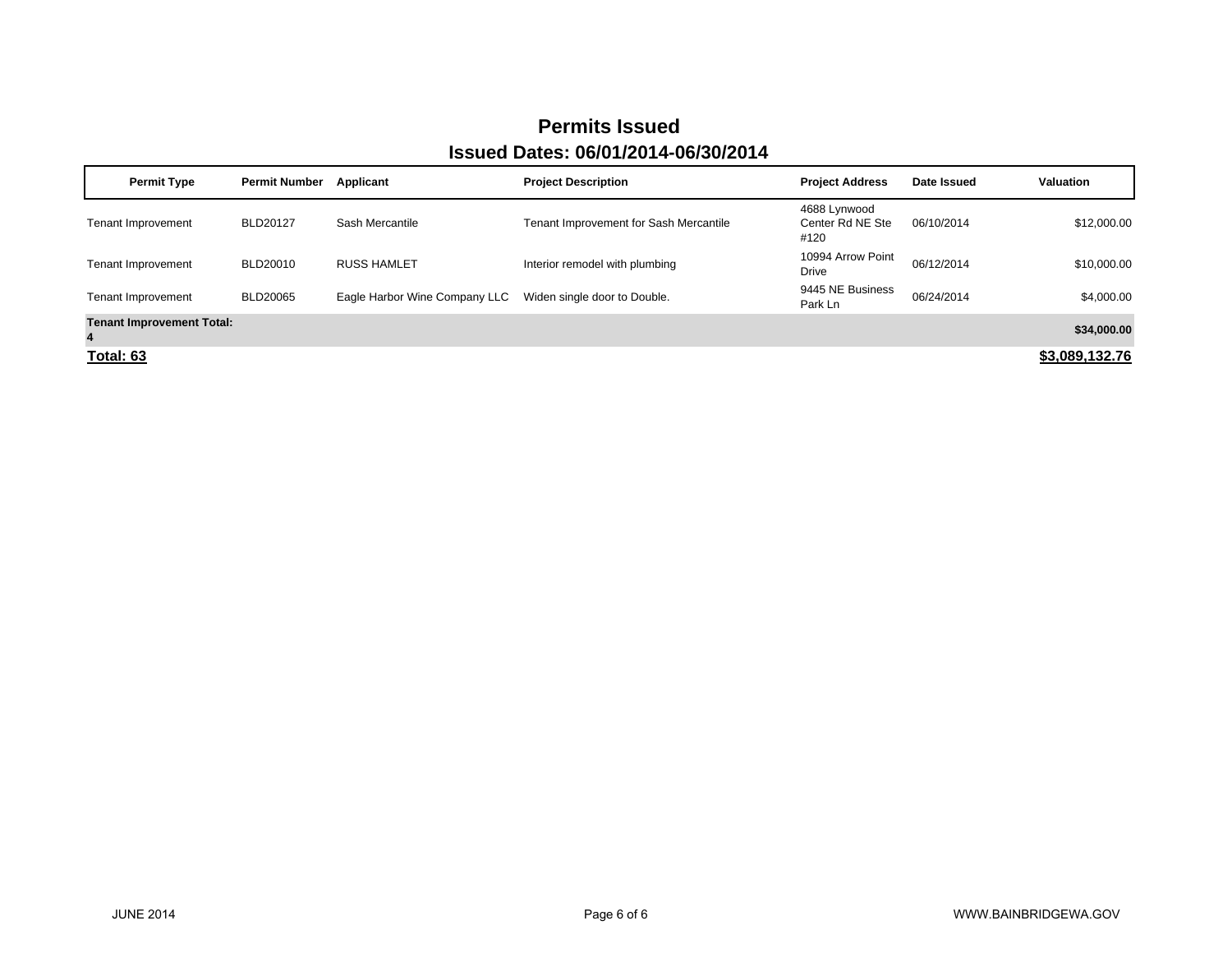# Permits Issued

## Issued Dates: 06/01/2014-06/30/2014

| Permit Type | Permit Number | Applicant | Project Description | Project Address | Date Issued | Valuation |
|---|---|---|---|---|---|---|
| Tenant Improvement | BLD20127 | Sash Mercantile | Tenant Improvement for Sash Mercantile | 4688 Lynwood Center Rd NE Ste #120 | 06/10/2014 | $12,000.00 |
| Tenant Improvement | BLD20010 | RUSS HAMLET | Interior remodel with plumbing | 10994 Arrow Point Drive | 06/12/2014 | $10,000.00 |
| Tenant Improvement | BLD20065 | Eagle Harbor Wine Company LLC | Widen single door to Double. | 9445 NE Business Park Ln | 06/24/2014 | $4,000.00 |
| **Tenant Improvement Total: 4** | | | | | | **$34,000.00** |
| **Total: 63** | | | | | | **$3,089,132.76** |